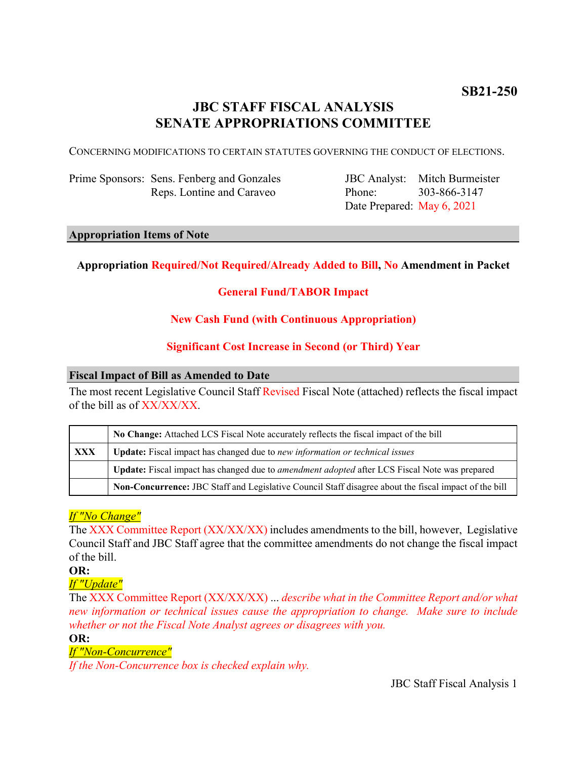**SB21-250**

# JBC STAFF FISCAL ANALYSIS
# SENATE APPROPRIATIONS COMMITTEE

CONCERNING MODIFICATIONS TO CERTAIN STATUTES GOVERNING THE CONDUCT OF ELECTIONS.

| | | | |
|---|---|---|---|
| Prime Sponsors: | Sens. Fenberg and Gonzales<br>Reps. Lontine and Caraveo | JBC Analyst:<br>Phone:<br>Date Prepared: | Mitch Burmeister<br>303-866-3147<br>May 6, 2021 |

## Appropriation Items of Note

**Appropriation Required/Not Required/Already Added to Bill, No Amendment in Packet**

**General Fund/TABOR Impact**

**New Cash Fund (with Continuous Appropriation)**

**Significant Cost Increase in Second (or Third) Year**

## Fiscal Impact of Bill as Amended to Date

The most recent Legislative Council Staff Revised Fiscal Note (attached) reflects the fiscal impact of the bill as of XX/XX/XX.

| | |
|---|---|
| | **No Change:** Attached LCS Fiscal Note accurately reflects the fiscal impact of the bill |
| **XXX** | **Update:** Fiscal impact has changed due to *new information or technical issues* |
| | **Update:** Fiscal impact has changed due to *amendment adopted* after LCS Fiscal Note was prepared |
| | **Non-Concurrence:** JBC Staff and Legislative Council Staff disagree about the fiscal impact of the bill |

*If "No Change"*

The XXX Committee Report (XX/XX/XX) includes amendments to the bill, however, Legislative Council Staff and JBC Staff agree that the committee amendments do not change the fiscal impact of the bill.

**OR:**

*If "Update"*

The XXX Committee Report (XX/XX/XX) ... *describe what in the Committee Report and/or what new information or technical issues cause the appropriation to change. Make sure to include whether or not the Fiscal Note Analyst agrees or disagrees with you.*

**OR:**

*If "Non-Concurrence"*

*If the Non-Concurrence box is checked explain why.*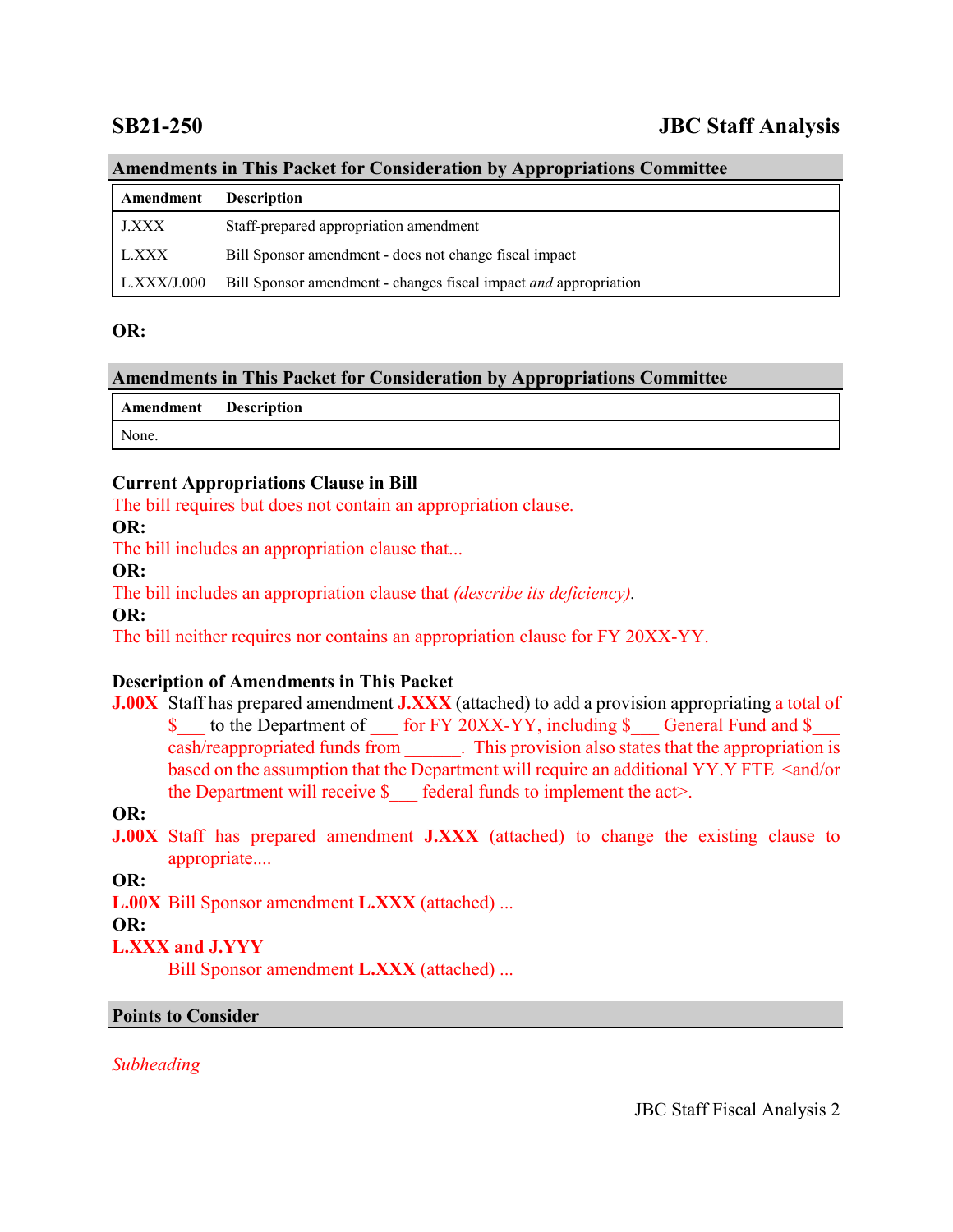**SB21-250** **JBC Staff Analysis**

## Amendments in This Packet for Consideration by Appropriations Committee

| Amendment | Description |
|---|---|
| J.XXX | Staff-prepared appropriation amendment |
| L.XXX | Bill Sponsor amendment - does not change fiscal impact |
| L.XXX/J.000 | Bill Sponsor amendment - changes fiscal impact *and* appropriation |

**OR:**

## Amendments in This Packet for Consideration by Appropriations Committee

| Amendment | Description |
|---|---|
| None. | |

### Current Appropriations Clause in Bill

The bill requires but does not contain an appropriation clause.

**OR:**

The bill includes an appropriation clause that...

**OR:**

The bill includes an appropriation clause that *(describe its deficiency).*

**OR:**

The bill neither requires nor contains an appropriation clause for FY 20XX-YY.

### Description of Amendments in This Packet

**J.00X** Staff has prepared amendment **J.XXX** (attached) to add a provision appropriating a total of $___ to the Department of ___ for FY 20XX-YY, including $___ General Fund and $___ cash/reappropriated funds from ______. This provision also states that the appropriation is based on the assumption that the Department will require an additional YY.Y FTE <and/or the Department will receive $___ federal funds to implement the act>.

**OR:**

**J.00X** Staff has prepared amendment **J.XXX** (attached) to change the existing clause to appropriate....

**OR:**

**L.00X** Bill Sponsor amendment **L.XXX** (attached) ...

**OR:**

**L.XXX and J.YYY**

Bill Sponsor amendment **L.XXX** (attached) ...

## Points to Consider

*Subheading*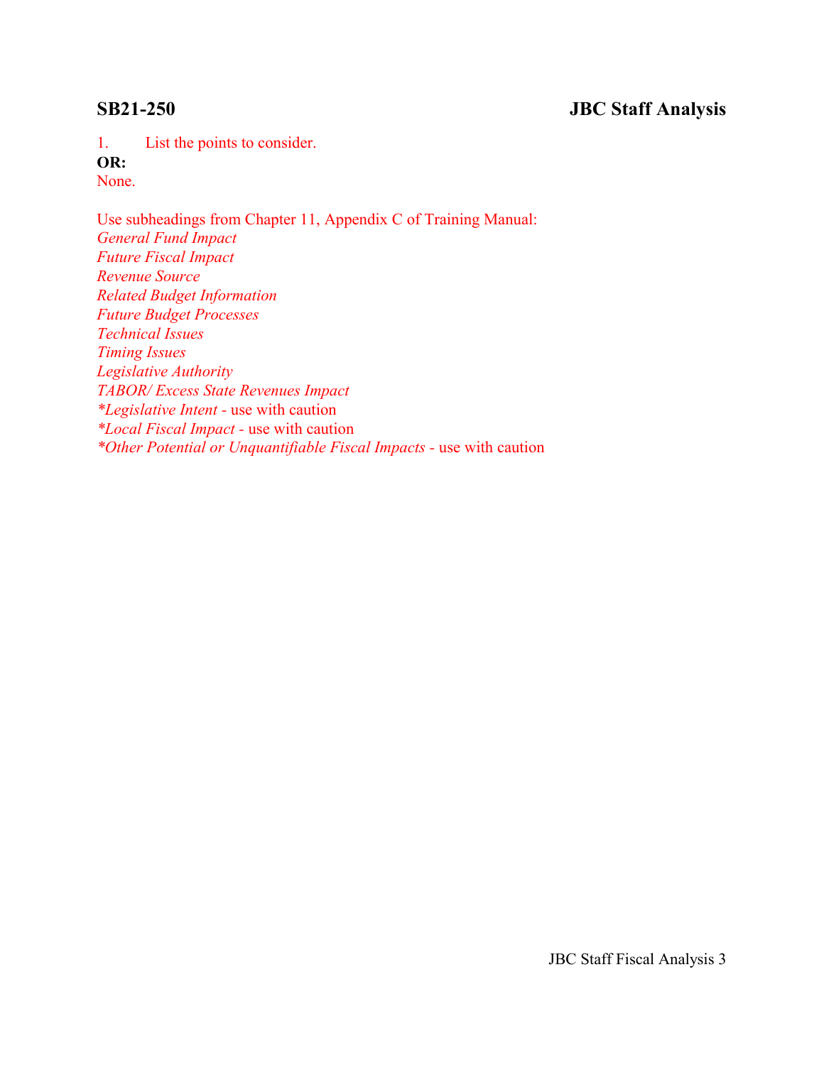**SB21-250** **JBC Staff Analysis**

1. List the points to consider.

**OR:**

None.

Use subheadings from Chapter 11, Appendix C of Training Manual:

*General Fund Impact*
*Future Fiscal Impact*
*Revenue Source*
*Related Budget Information*
*Future Budget Processes*
*Technical Issues*
*Timing Issues*
*Legislative Authority*
*TABOR/ Excess State Revenues Impact*
**Legislative Intent* - use with caution
**Local Fiscal Impact* - use with caution
**Other Potential or Unquantifiable Fiscal Impacts* - use with caution